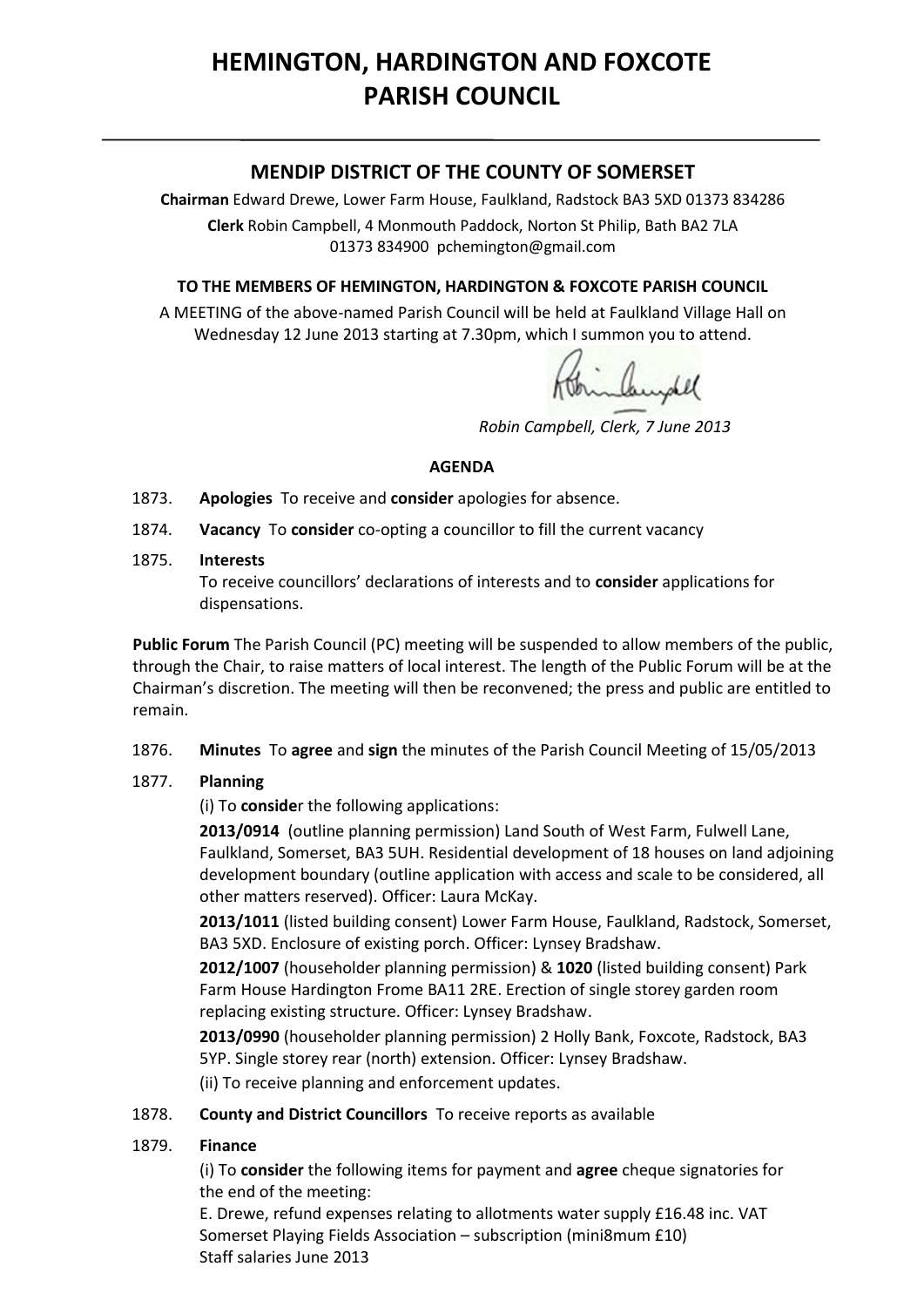# HEMINGTON, HARDINGTON AND FOXCOTE PARISH COUNCIL

## MENDIP DISTRICT OF THE COUNTY OF SOMERSET

**Chairman** Edward Drewe, Lower Farm House, Faulkland, Radstock BA3 5XD 01373 834286

**Clerk** Robin Campbell, 4 Monmouth Paddock, Norton St Philip, Bath BA2 7LA 01373 834900 pchemington@gmail.com

**TO THE MEMBERS OF HEMINGTON, HARDINGTON & FOXCOTE PARISH COUNCIL**

A MEETING of the above-named Parish Council will be held at Faulkland Village Hall on Wednesday 12 June 2013 starting at 7.30pm, which I summon you to attend.

*Robin Campbell, Clerk, 7 June 2013*

### AGENDA

1873. **Apologies** To receive and **consider** apologies for absence.

1874. **Vacancy** To **consider** co-opting a councillor to fill the current vacancy

1875. **Interests**
To receive councillors' declarations of interests and to **consider** applications for dispensations.

**Public Forum** The Parish Council (PC) meeting will be suspended to allow members of the public, through the Chair, to raise matters of local interest. The length of the Public Forum will be at the Chairman's discretion. The meeting will then be reconvened; the press and public are entitled to remain.

1876. **Minutes** To **agree** and **sign** the minutes of the Parish Council Meeting of 15/05/2013

1877. **Planning**
(i) To **conside**r the following applications:

**2013/0914** (outline planning permission) Land South of West Farm, Fulwell Lane, Faulkland, Somerset, BA3 5UH. Residential development of 18 houses on land adjoining development boundary (outline application with access and scale to be considered, all other matters reserved). Officer: Laura McKay.

**2013/1011** (listed building consent) Lower Farm House, Faulkland, Radstock, Somerset, BA3 5XD. Enclosure of existing porch. Officer: Lynsey Bradshaw.

**2012/1007** (householder planning permission) & **1020** (listed building consent) Park Farm House Hardington Frome BA11 2RE. Erection of single storey garden room replacing existing structure. Officer: Lynsey Bradshaw.

**2013/0990** (householder planning permission) 2 Holly Bank, Foxcote, Radstock, BA3 5YP. Single storey rear (north) extension. Officer: Lynsey Bradshaw.

(ii) To receive planning and enforcement updates.

1878. **County and District Councillors** To receive reports as available

1879. **Finance**
(i) To **consider** the following items for payment and **agree** cheque signatories for the end of the meeting:

E. Drewe, refund expenses relating to allotments water supply £16.48 inc. VAT
Somerset Playing Fields Association – subscription (mini8mum £10)
Staff salaries June 2013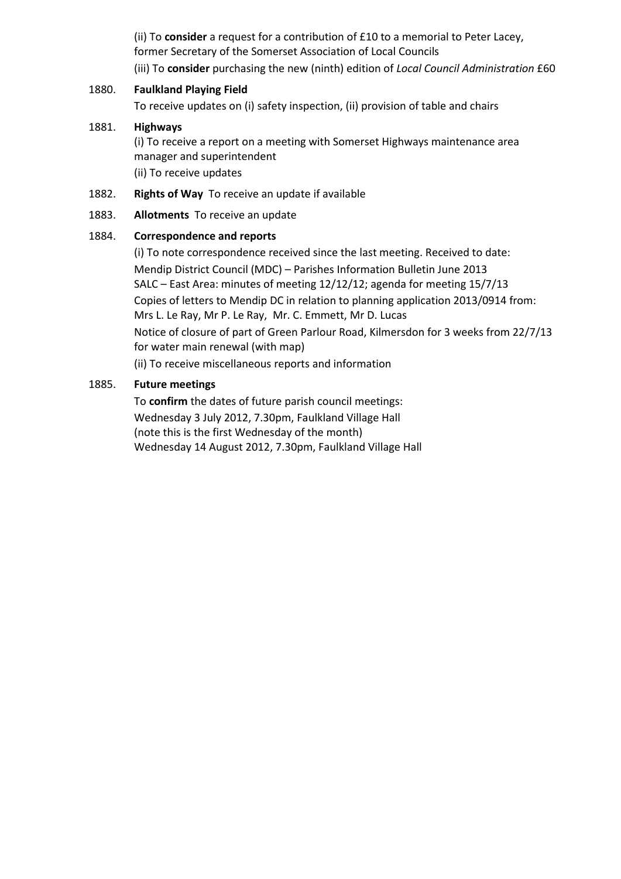(ii) To **consider** a request for a contribution of £10 to a memorial to Peter Lacey, former Secretary of the Somerset Association of Local Councils

(iii) To **consider** purchasing the new (ninth) edition of *Local Council Administration* £60

1880. **Faulkland Playing Field**

To receive updates on (i) safety inspection, (ii) provision of table and chairs

1881. **Highways**

(i) To receive a report on a meeting with Somerset Highways maintenance area manager and superintendent

(ii) To receive updates

1882. **Rights of Way** To receive an update if available

1883. **Allotments** To receive an update

1884. **Correspondence and reports**

(i) To note correspondence received since the last meeting. Received to date:

Mendip District Council (MDC) – Parishes Information Bulletin June 2013

SALC – East Area: minutes of meeting 12/12/12; agenda for meeting 15/7/13

Copies of letters to Mendip DC in relation to planning application 2013/0914 from: Mrs L. Le Ray, Mr P. Le Ray, Mr. C. Emmett, Mr D. Lucas

Notice of closure of part of Green Parlour Road, Kilmersdon for 3 weeks from 22/7/13 for water main renewal (with map)

(ii) To receive miscellaneous reports and information

1885. **Future meetings**

To **confirm** the dates of future parish council meetings:

Wednesday 3 July 2012, 7.30pm, Faulkland Village Hall
(note this is the first Wednesday of the month)

Wednesday 14 August 2012, 7.30pm, Faulkland Village Hall